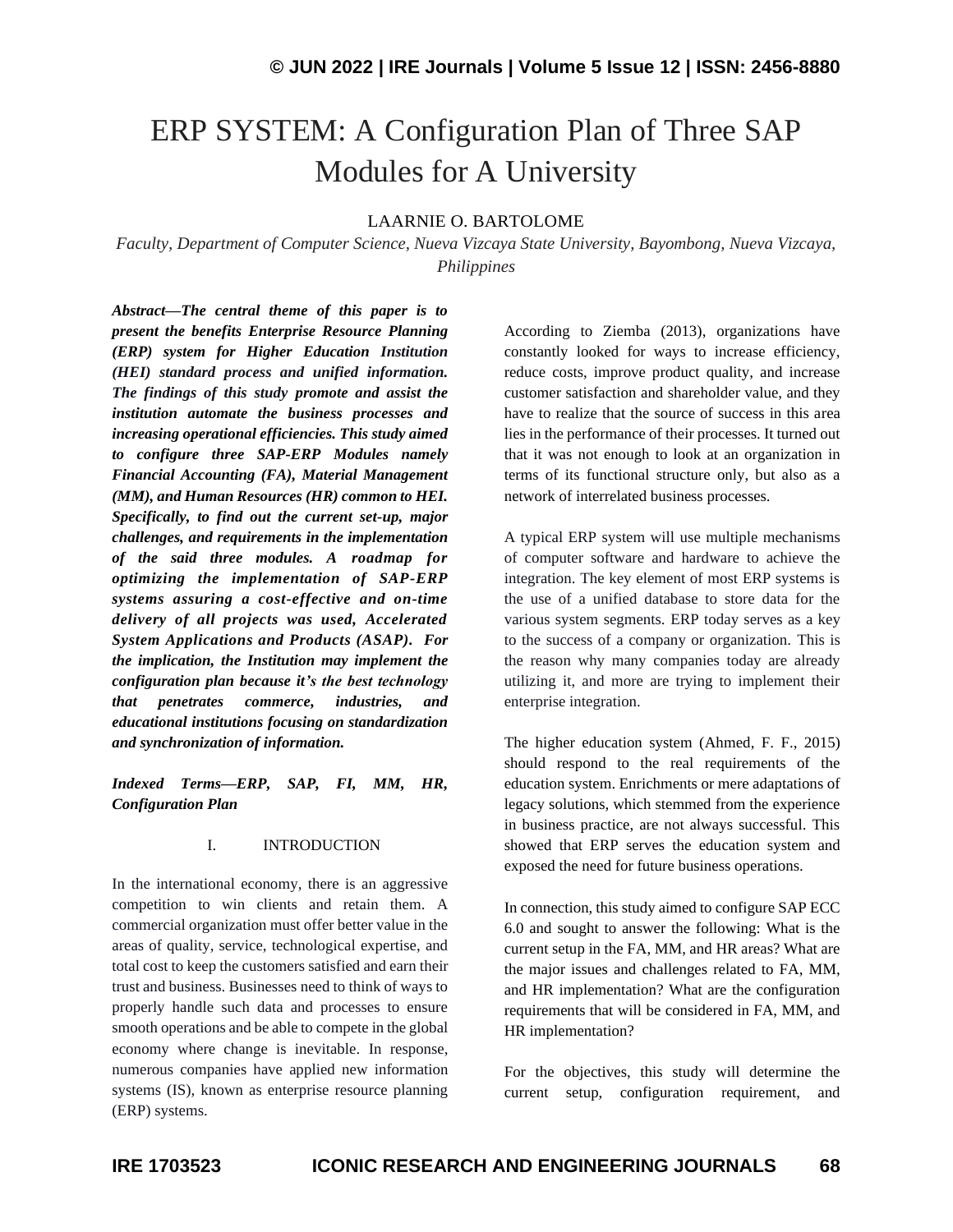# ERP SYSTEM: A Configuration Plan of Three SAP Modules for A University

LAARNIE O. BARTOLOME

*Faculty, Department of Computer Science, Nueva Vizcaya State University, Bayombong, Nueva Vizcaya, Philippines*

***Abstract*—*The central theme of this paper is to present the benefits Enterprise Resource Planning (ERP) system for Higher Education Institution (HEI) standard process and unified information. The findings of this study promote and assist the institution automate the business processes and increasing operational efficiencies. This study aimed to configure three SAP-ERP Modules namely Financial Accounting (FA), Material Management (MM), and Human Resources (HR) common to HEI. Specifically, to find out the current set-up, major challenges, and requirements in the implementation of the said three modules. A roadmap for optimizing the implementation of SAP-ERP systems assuring a cost-effective and on-time delivery of all projects was used, Accelerated System Applications and Products (ASAP). For the implication, the Institution may implement the configuration plan because it's the best technology that penetrates commerce, industries, and educational institutions focusing on standardization and synchronization of information.***

***Indexed Terms*—*ERP, SAP, FI, MM, HR, Configuration Plan***

## I. INTRODUCTION

In the international economy, there is an aggressive competition to win clients and retain them. A commercial organization must offer better value in the areas of quality, service, technological expertise, and total cost to keep the customers satisfied and earn their trust and business. Businesses need to think of ways to properly handle such data and processes to ensure smooth operations and be able to compete in the global economy where change is inevitable. In response, numerous companies have applied new information systems (IS), known as enterprise resource planning (ERP) systems.

According to Ziemba (2013), organizations have constantly looked for ways to increase efficiency, reduce costs, improve product quality, and increase customer satisfaction and shareholder value, and they have to realize that the source of success in this area lies in the performance of their processes. It turned out that it was not enough to look at an organization in terms of its functional structure only, but also as a network of interrelated business processes.

A typical ERP system will use multiple mechanisms of computer software and hardware to achieve the integration. The key element of most ERP systems is the use of a unified database to store data for the various system segments. ERP today serves as a key to the success of a company or organization. This is the reason why many companies today are already utilizing it, and more are trying to implement their enterprise integration.

The higher education system (Ahmed, F. F., 2015) should respond to the real requirements of the education system. Enrichments or mere adaptations of legacy solutions, which stemmed from the experience in business practice, are not always successful. This showed that ERP serves the education system and exposed the need for future business operations.

In connection, this study aimed to configure SAP ECC 6.0 and sought to answer the following: What is the current setup in the FA, MM, and HR areas? What are the major issues and challenges related to FA, MM, and HR implementation? What are the configuration requirements that will be considered in FA, MM, and HR implementation?

For the objectives, this study will determine the current setup, configuration requirement, and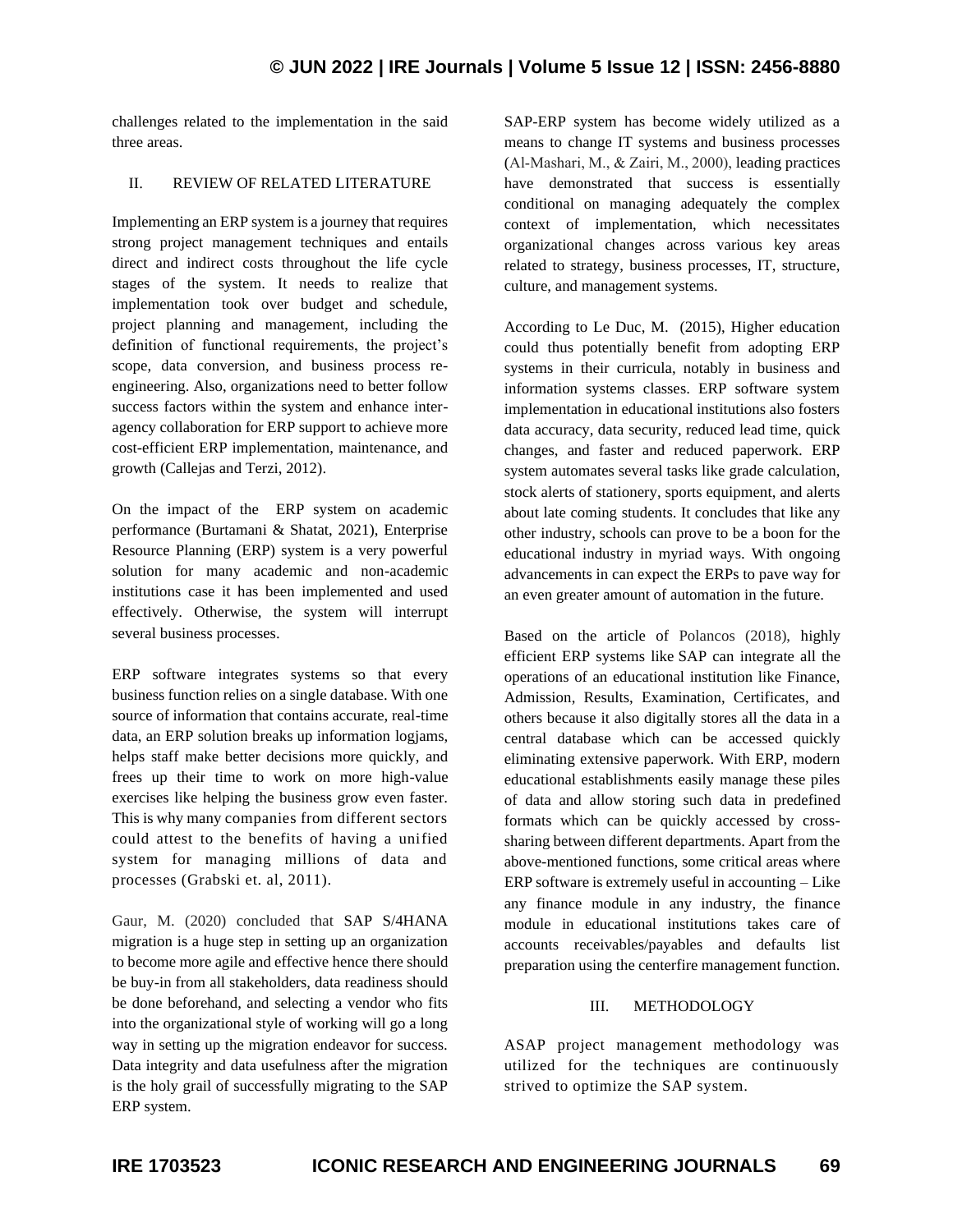challenges related to the implementation in the said three areas.

## II. REVIEW OF RELATED LITERATURE

Implementing an ERP system is a journey that requires strong project management techniques and entails direct and indirect costs throughout the life cycle stages of the system. It needs to realize that implementation took over budget and schedule, project planning and management, including the definition of functional requirements, the project's scope, data conversion, and business process re-engineering. Also, organizations need to better follow success factors within the system and enhance inter-agency collaboration for ERP support to achieve more cost-efficient ERP implementation, maintenance, and growth (Callejas and Terzi, 2012).

On the impact of the ERP system on academic performance (Burtamani & Shatat, 2021), Enterprise Resource Planning (ERP) system is a very powerful solution for many academic and non-academic institutions case it has been implemented and used effectively. Otherwise, the system will interrupt several business processes.

ERP software integrates systems so that every business function relies on a single database. With one source of information that contains accurate, real-time data, an ERP solution breaks up information logjams, helps staff make better decisions more quickly, and frees up their time to work on more high-value exercises like helping the business grow even faster. This is why many companies from different sectors could attest to the benefits of having a unified system for managing millions of data and processes (Grabski et. al, 2011).

Gaur, M. (2020) concluded that SAP S/4HANA migration is a huge step in setting up an organization to become more agile and effective hence there should be buy-in from all stakeholders, data readiness should be done beforehand, and selecting a vendor who fits into the organizational style of working will go a long way in setting up the migration endeavor for success. Data integrity and data usefulness after the migration is the holy grail of successfully migrating to the SAP ERP system.

SAP-ERP system has become widely utilized as a means to change IT systems and business processes (Al-Mashari, M., & Zairi, M., 2000), leading practices have demonstrated that success is essentially conditional on managing adequately the complex context of implementation, which necessitates organizational changes across various key areas related to strategy, business processes, IT, structure, culture, and management systems.

According to Le Duc, M. (2015), Higher education could thus potentially benefit from adopting ERP systems in their curricula, notably in business and information systems classes. ERP software system implementation in educational institutions also fosters data accuracy, data security, reduced lead time, quick changes, and faster and reduced paperwork. ERP system automates several tasks like grade calculation, stock alerts of stationery, sports equipment, and alerts about late coming students. It concludes that like any other industry, schools can prove to be a boon for the educational industry in myriad ways. With ongoing advancements in can expect the ERPs to pave way for an even greater amount of automation in the future.

Based on the article of Polancos (2018), highly efficient ERP systems like SAP can integrate all the operations of an educational institution like Finance, Admission, Results, Examination, Certificates, and others because it also digitally stores all the data in a central database which can be accessed quickly eliminating extensive paperwork. With ERP, modern educational establishments easily manage these piles of data and allow storing such data in predefined formats which can be quickly accessed by cross-sharing between different departments. Apart from the above-mentioned functions, some critical areas where ERP software is extremely useful in accounting – Like any finance module in any industry, the finance module in educational institutions takes care of accounts receivables/payables and defaults list preparation using the centerfire management function.

## III. METHODOLOGY

ASAP project management methodology was utilized for the techniques are continuously strived to optimize the SAP system.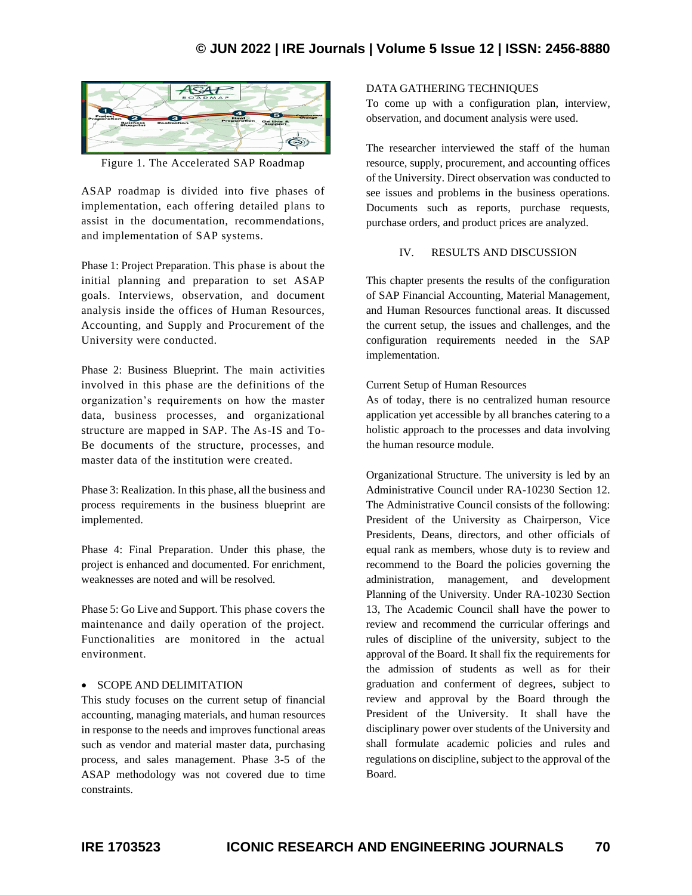Figure 1. The Accelerated SAP Roadmap

ASAP roadmap is divided into five phases of implementation, each offering detailed plans to assist in the documentation, recommendations, and implementation of SAP systems.

Phase 1: Project Preparation. This phase is about the initial planning and preparation to set ASAP goals. Interviews, observation, and document analysis inside the offices of Human Resources, Accounting, and Supply and Procurement of the University were conducted.

Phase 2: Business Blueprint. The main activities involved in this phase are the definitions of the organization's requirements on how the master data, business processes, and organizational structure are mapped in SAP. The As-IS and To-Be documents of the structure, processes, and master data of the institution were created.

Phase 3: Realization. In this phase, all the business and process requirements in the business blueprint are implemented.

Phase 4: Final Preparation. Under this phase, the project is enhanced and documented. For enrichment, weaknesses are noted and will be resolved.

Phase 5: Go Live and Support. This phase covers the maintenance and daily operation of the project. Functionalities are monitored in the actual environment.

- SCOPE AND DELIMITATION

This study focuses on the current setup of financial accounting, managing materials, and human resources in response to the needs and improves functional areas such as vendor and material master data, purchasing process, and sales management. Phase 3-5 of the ASAP methodology was not covered due to time constraints.

DATA GATHERING TECHNIQUES

To come up with a configuration plan, interview, observation, and document analysis were used.

The researcher interviewed the staff of the human resource, supply, procurement, and accounting offices of the University. Direct observation was conducted to see issues and problems in the business operations. Documents such as reports, purchase requests, purchase orders, and product prices are analyzed.

## IV. RESULTS AND DISCUSSION

This chapter presents the results of the configuration of SAP Financial Accounting, Material Management, and Human Resources functional areas. It discussed the current setup, the issues and challenges, and the configuration requirements needed in the SAP implementation.

Current Setup of Human Resources

As of today, there is no centralized human resource application yet accessible by all branches catering to a holistic approach to the processes and data involving the human resource module.

Organizational Structure. The university is led by an Administrative Council under RA-10230 Section 12. The Administrative Council consists of the following: President of the University as Chairperson, Vice Presidents, Deans, directors, and other officials of equal rank as members, whose duty is to review and recommend to the Board the policies governing the administration, management, and development Planning of the University. Under RA-10230 Section 13, The Academic Council shall have the power to review and recommend the curricular offerings and rules of discipline of the university, subject to the approval of the Board. It shall fix the requirements for the admission of students as well as for their graduation and conferment of degrees, subject to review and approval by the Board through the President of the University. It shall have the disciplinary power over students of the University and shall formulate academic policies and rules and regulations on discipline, subject to the approval of the Board.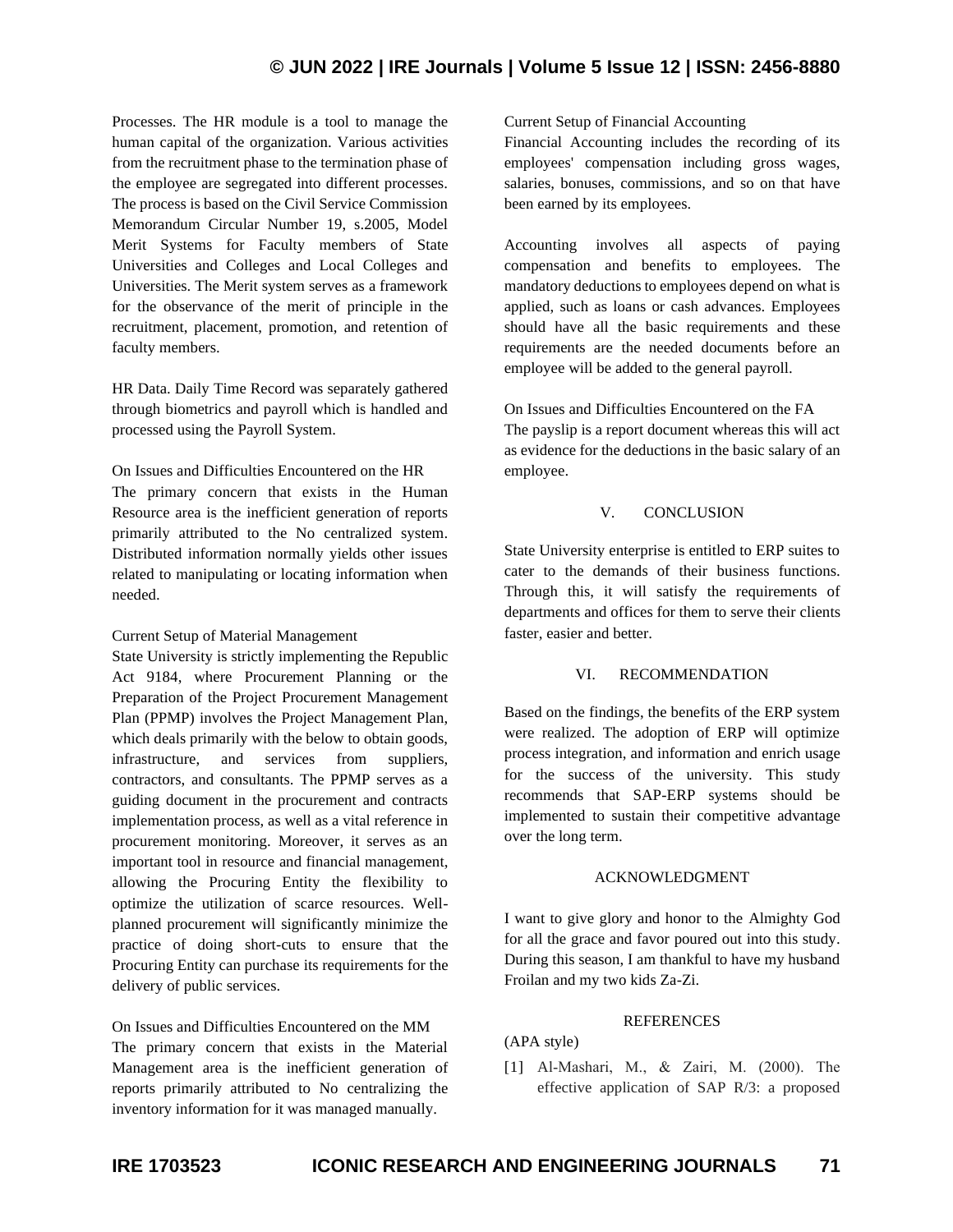Processes. The HR module is a tool to manage the human capital of the organization. Various activities from the recruitment phase to the termination phase of the employee are segregated into different processes. The process is based on the Civil Service Commission Memorandum Circular Number 19, s.2005, Model Merit Systems for Faculty members of State Universities and Colleges and Local Colleges and Universities. The Merit system serves as a framework for the observance of the merit of principle in the recruitment, placement, promotion, and retention of faculty members.

HR Data. Daily Time Record was separately gathered through biometrics and payroll which is handled and processed using the Payroll System.

On Issues and Difficulties Encountered on the HR
The primary concern that exists in the Human Resource area is the inefficient generation of reports primarily attributed to the No centralized system. Distributed information normally yields other issues related to manipulating or locating information when needed.

Current Setup of Material Management
State University is strictly implementing the Republic Act 9184, where Procurement Planning or the Preparation of the Project Procurement Management Plan (PPMP) involves the Project Management Plan, which deals primarily with the below to obtain goods, infrastructure, and services from suppliers, contractors, and consultants. The PPMP serves as a guiding document in the procurement and contracts implementation process, as well as a vital reference in procurement monitoring. Moreover, it serves as an important tool in resource and financial management, allowing the Procuring Entity the flexibility to optimize the utilization of scarce resources. Well-planned procurement will significantly minimize the practice of doing short-cuts to ensure that the Procuring Entity can purchase its requirements for the delivery of public services.

On Issues and Difficulties Encountered on the MM
The primary concern that exists in the Material Management area is the inefficient generation of reports primarily attributed to No centralizing the inventory information for it was managed manually.

Current Setup of Financial Accounting
Financial Accounting includes the recording of its employees' compensation including gross wages, salaries, bonuses, commissions, and so on that have been earned by its employees.

Accounting involves all aspects of paying compensation and benefits to employees. The mandatory deductions to employees depend on what is applied, such as loans or cash advances. Employees should have all the basic requirements and these requirements are the needed documents before an employee will be added to the general payroll.

On Issues and Difficulties Encountered on the FA
The payslip is a report document whereas this will act as evidence for the deductions in the basic salary of an employee.

## V. CONCLUSION

State University enterprise is entitled to ERP suites to cater to the demands of their business functions. Through this, it will satisfy the requirements of departments and offices for them to serve their clients faster, easier and better.

## VI. RECOMMENDATION

Based on the findings, the benefits of the ERP system were realized. The adoption of ERP will optimize process integration, and information and enrich usage for the success of the university. This study recommends that SAP-ERP systems should be implemented to sustain their competitive advantage over the long term.

## ACKNOWLEDGMENT

I want to give glory and honor to the Almighty God for all the grace and favor poured out into this study. During this season, I am thankful to have my husband Froilan and my two kids Za-Zi.

## REFERENCES

(APA style)

[1] Al-Mashari, M., & Zairi, M. (2000). The effective application of SAP R/3: a proposed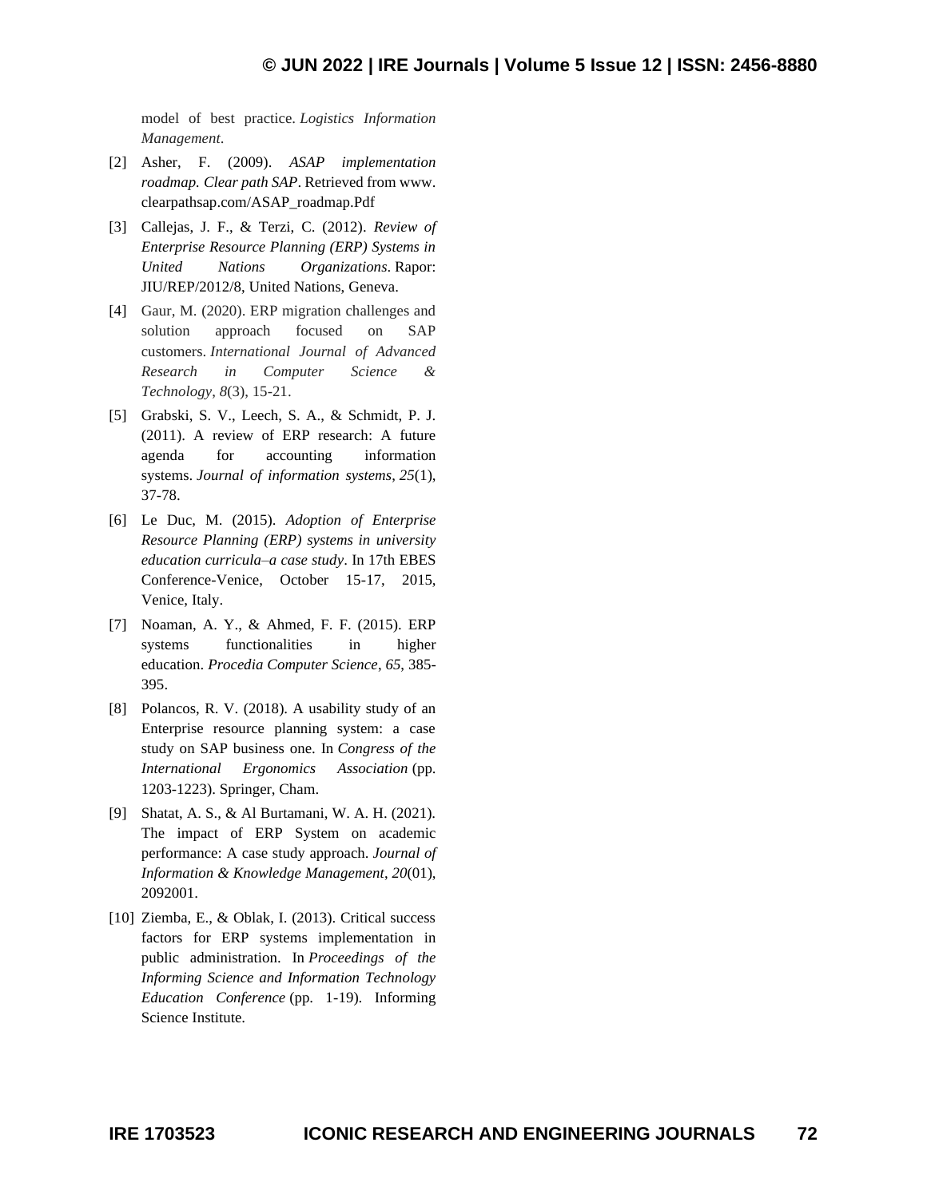model of best practice. *Logistics Information Management*.

[2] Asher, F. (2009). *ASAP implementation roadmap. Clear path SAP*. Retrieved from www. clearpathsap.com/ASAP_roadmap.Pdf

[3] Callejas, J. F., & Terzi, C. (2012). *Review of Enterprise Resource Planning (ERP) Systems in United Nations Organizations*. Rapor: JIU/REP/2012/8, United Nations, Geneva.

[4] Gaur, M. (2020). ERP migration challenges and solution approach focused on SAP customers. *International Journal of Advanced Research in Computer Science & Technology*, *8*(3), 15-21.

[5] Grabski, S. V., Leech, S. A., & Schmidt, P. J. (2011). A review of ERP research: A future agenda for accounting information systems. *Journal of information systems*, *25*(1), 37-78.

[6] Le Duc, M. (2015). *Adoption of Enterprise Resource Planning (ERP) systems in university education curricula–a case study*. In 17th EBES Conference-Venice, October 15-17, 2015, Venice, Italy.

[7] Noaman, A. Y., & Ahmed, F. F. (2015). ERP systems functionalities in higher education. *Procedia Computer Science*, *65*, 385-395.

[8] Polancos, R. V. (2018). A usability study of an Enterprise resource planning system: a case study on SAP business one. In *Congress of the International Ergonomics Association* (pp. 1203-1223). Springer, Cham.

[9] Shatat, A. S., & Al Burtamani, W. A. H. (2021). The impact of ERP System on academic performance: A case study approach. *Journal of Information & Knowledge Management*, *20*(01), 2092001.

[10] Ziemba, E., & Oblak, I. (2013). Critical success factors for ERP systems implementation in public administration. In *Proceedings of the Informing Science and Information Technology Education Conference* (pp. 1-19). Informing Science Institute.